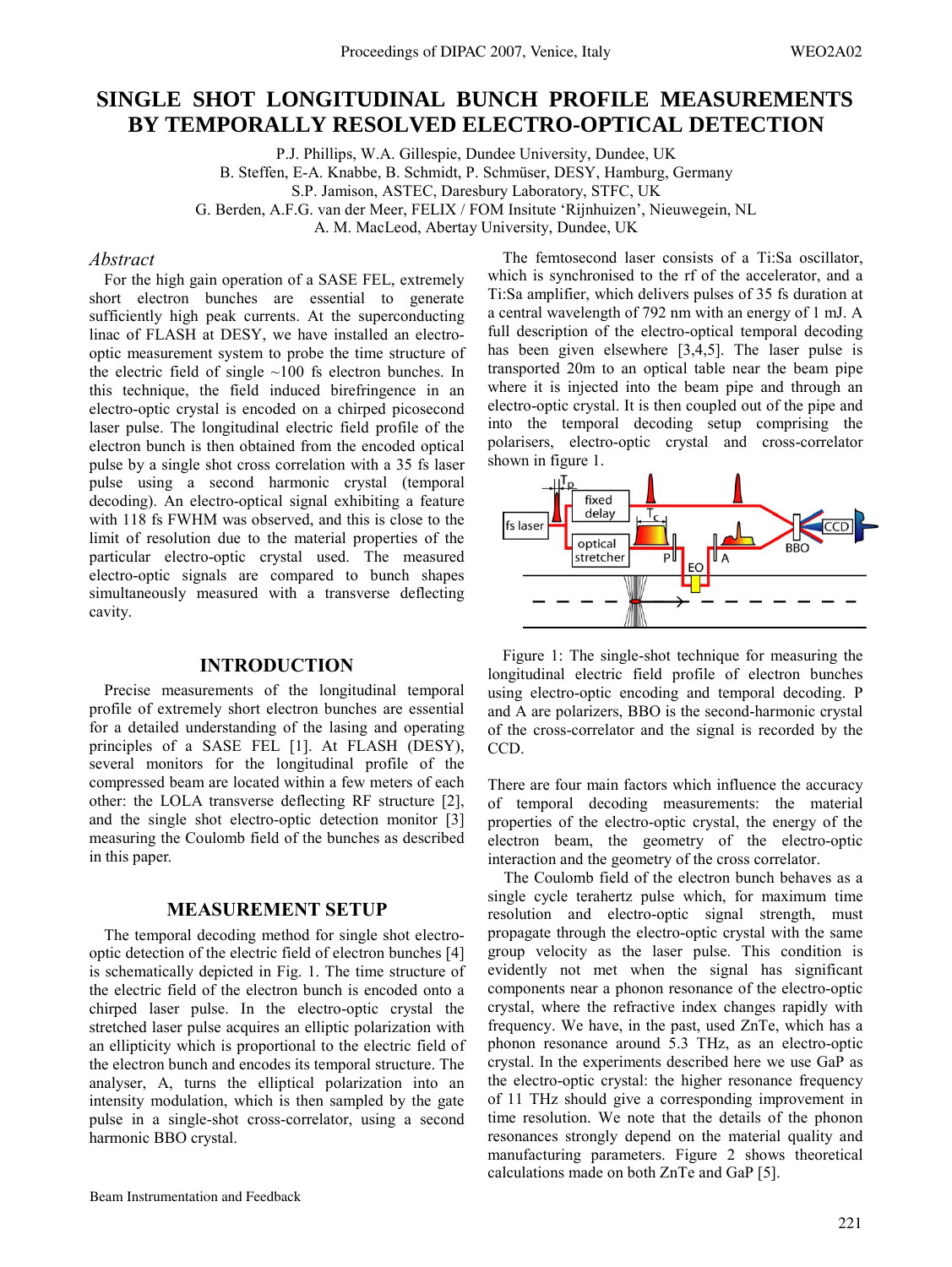# SINGLE SHOT LONGITUDINAL BUNCH PROFILE MEASUREMENTS BY TEMPORALLY RESOLVED ELECTRO-OPTICAL DETECTION

P.J. Phillips, W.A. Gillespie, Dundee University, Dundee, UK
B. Steffen, E-A. Knabbe, B. Schmidt, P. Schmüser, DESY, Hamburg, Germany
S.P. Jamison, ASTEC, Daresbury Laboratory, STFC, UK
G. Berden, A.F.G. van der Meer, FELIX / FOM Insitute 'Rijnhuizen', Nieuwegein, NL
A. M. MacLeod, Abertay University, Dundee, UK

## *Abstract*

For the high gain operation of a SASE FEL, extremely short electron bunches are essential to generate sufficiently high peak currents. At the superconducting linac of FLASH at DESY, we have installed an electro-optic measurement system to probe the time structure of the electric field of single ~100 fs electron bunches. In this technique, the field induced birefringence in an electro-optic crystal is encoded on a chirped picosecond laser pulse. The longitudinal electric field profile of the electron bunch is then obtained from the encoded optical pulse by a single shot cross correlation with a 35 fs laser pulse using a second harmonic crystal (temporal decoding). An electro-optical signal exhibiting a feature with 118 fs FWHM was observed, and this is close to the limit of resolution due to the material properties of the particular electro-optic crystal used. The measured electro-optic signals are compared to bunch shapes simultaneously measured with a transverse deflecting cavity.

## INTRODUCTION

Precise measurements of the longitudinal temporal profile of extremely short electron bunches are essential for a detailed understanding of the lasing and operating principles of a SASE FEL [1]. At FLASH (DESY), several monitors for the longitudinal profile of the compressed beam are located within a few meters of each other: the LOLA transverse deflecting RF structure [2], and the single shot electro-optic detection monitor [3] measuring the Coulomb field of the bunches as described in this paper.

## MEASUREMENT SETUP

The temporal decoding method for single shot electro-optic detection of the electric field of electron bunches [4] is schematically depicted in Fig. 1. The time structure of the electric field of the electron bunch is encoded onto a chirped laser pulse. In the electro-optic crystal the stretched laser pulse acquires an elliptic polarization with an ellipticity which is proportional to the electric field of the electron bunch and encodes its temporal structure. The analyser, A, turns the elliptical polarization into an intensity modulation, which is then sampled by the gate pulse in a single-shot cross-correlator, using a second harmonic BBO crystal.

The femtosecond laser consists of a Ti:Sa oscillator, which is synchronised to the rf of the accelerator, and a Ti:Sa amplifier, which delivers pulses of 35 fs duration at a central wavelength of 792 nm with an energy of 1 mJ. A full description of the electro-optical temporal decoding has been given elsewhere [3,4,5]. The laser pulse is transported 20m to an optical table near the beam pipe where it is injected into the beam pipe and through an electro-optic crystal. It is then coupled out of the pipe and into the temporal decoding setup comprising the polarisers, electro-optic crystal and cross-correlator shown in figure 1.

Figure 1: The single-shot technique for measuring the longitudinal electric field profile of electron bunches using electro-optic encoding and temporal decoding. P and A are polarizers, BBO is the second-harmonic crystal of the cross-correlator and the signal is recorded by the CCD.

There are four main factors which influence the accuracy of temporal decoding measurements: the material properties of the electro-optic crystal, the energy of the electron beam, the geometry of the electro-optic interaction and the geometry of the cross correlator.

The Coulomb field of the electron bunch behaves as a single cycle terahertz pulse which, for maximum time resolution and electro-optic signal strength, must propagate through the electro-optic crystal with the same group velocity as the laser pulse. This condition is evidently not met when the signal has significant components near a phonon resonance of the electro-optic crystal, where the refractive index changes rapidly with frequency. We have, in the past, used ZnTe, which has a phonon resonance around 5.3 THz, as an electro-optic crystal. In the experiments described here we use GaP as the electro-optic crystal: the higher resonance frequency of 11 THz should give a corresponding improvement in time resolution. We note that the details of the phonon resonances strongly depend on the material quality and manufacturing parameters. Figure 2 shows theoretical calculations made on both ZnTe and GaP [5].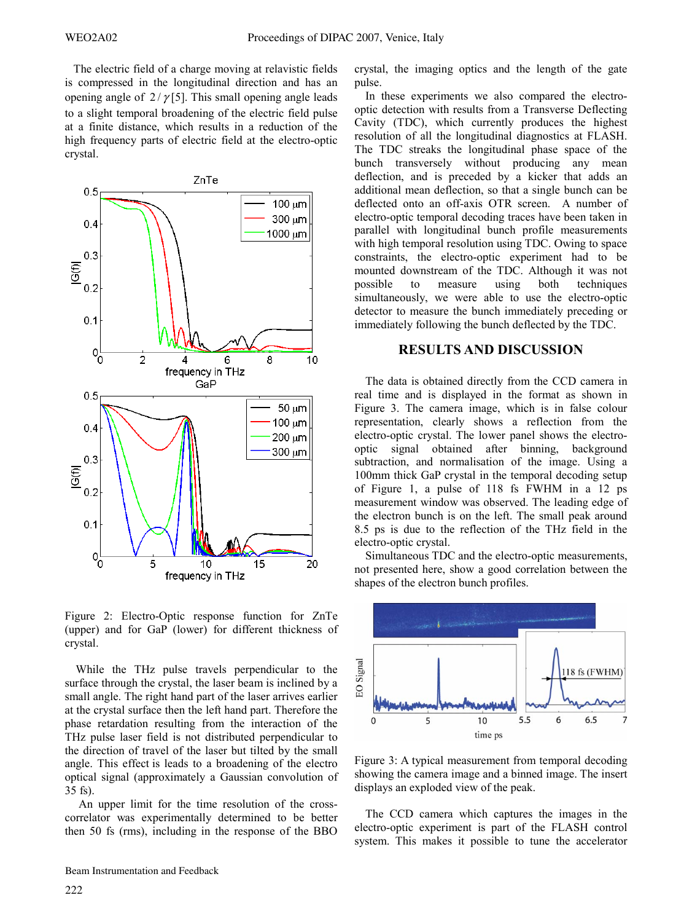The electric field of a charge moving at relavistic fields is compressed in the longitudinal direction and has an opening angle of $2/\gamma$ [5]. This small opening angle leads to a slight temporal broadening of the electric field pulse at a finite distance, which results in a reduction of the high frequency parts of electric field at the electro-optic crystal.

Figure 2: Electro-Optic response function for ZnTe (upper) and for GaP (lower) for different thickness of crystal.

While the THz pulse travels perpendicular to the surface through the crystal, the laser beam is inclined by a small angle. The right hand part of the laser arrives earlier at the crystal surface then the left hand part. Therefore the phase retardation resulting from the interaction of the THz pulse laser field is not distributed perpendicular to the direction of travel of the laser but tilted by the small angle. This effect is leads to a broadening of the electro optical signal (approximately a Gaussian convolution of 35 fs).

An upper limit for the time resolution of the cross-correlator was experimentally determined to be better then 50 fs (rms), including in the response of the BBO crystal, the imaging optics and the length of the gate pulse.

In these experiments we also compared the electro-optic detection with results from a Transverse Deflecting Cavity (TDC), which currently produces the highest resolution of all the longitudinal diagnostics at FLASH. The TDC streaks the longitudinal phase space of the bunch transversely without producing any mean deflection, and is preceded by a kicker that adds an additional mean deflection, so that a single bunch can be deflected onto an off-axis OTR screen. A number of electro-optic temporal decoding traces have been taken in parallel with longitudinal bunch profile measurements with high temporal resolution using TDC. Owing to space constraints, the electro-optic experiment had to be mounted downstream of the TDC. Although it was not possible to measure using both techniques simultaneously, we were able to use the electro-optic detector to measure the bunch immediately preceding or immediately following the bunch deflected by the TDC.

## RESULTS AND DISCUSSION

The data is obtained directly from the CCD camera in real time and is displayed in the format as shown in Figure 3. The camera image, which is in false colour representation, clearly shows a reflection from the electro-optic crystal. The lower panel shows the electro-optic signal obtained after binning, background subtraction, and normalisation of the image. Using a 100mm thick GaP crystal in the temporal decoding setup of Figure 1, a pulse of 118 fs FWHM in a 12 ps measurement window was observed. The leading edge of the electron bunch is on the left. The small peak around 8.5 ps is due to the reflection of the THz field in the electro-optic crystal.

Simultaneous TDC and the electro-optic measurements, not presented here, show a good correlation between the shapes of the electron bunch profiles.

Figure 3: A typical measurement from temporal decoding showing the camera image and a binned image. The insert displays an exploded view of the peak.

The CCD camera which captures the images in the electro-optic experiment is part of the FLASH control system. This makes it possible to tune the accelerator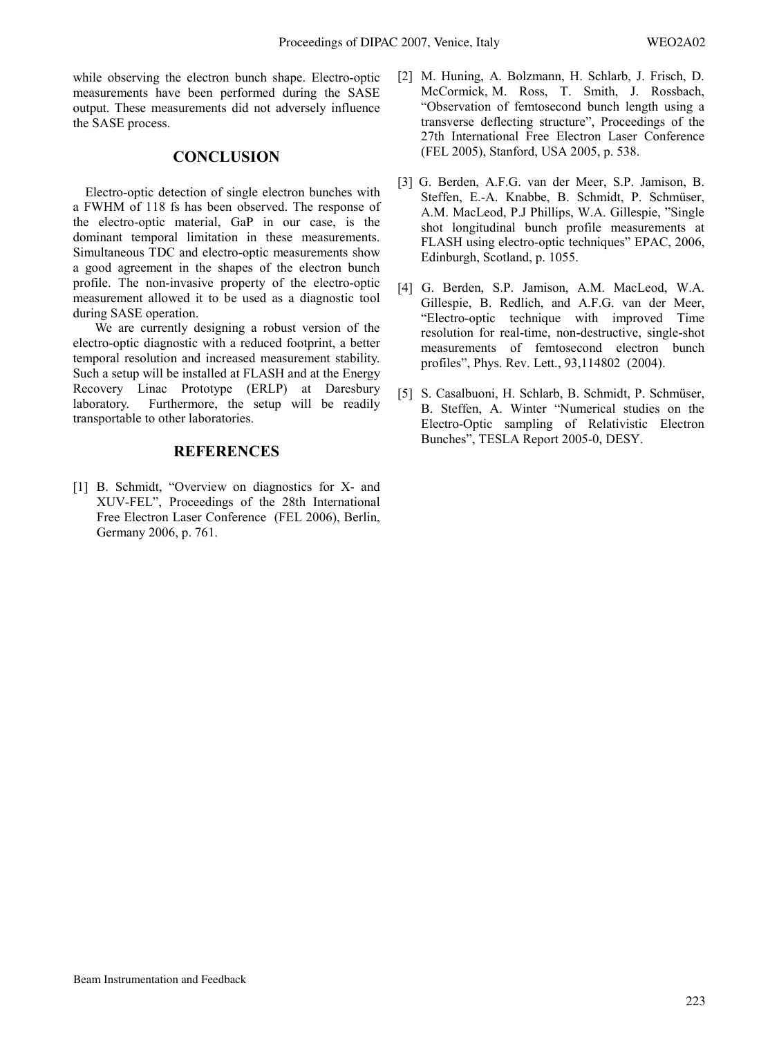while observing the electron bunch shape. Electro-optic measurements have been performed during the SASE output. These measurements did not adversely influence the SASE process.

## CONCLUSION

Electro-optic detection of single electron bunches with a FWHM of 118 fs has been observed. The response of the electro-optic material, GaP in our case, is the dominant temporal limitation in these measurements. Simultaneous TDC and electro-optic measurements show a good agreement in the shapes of the electron bunch profile. The non-invasive property of the electro-optic measurement allowed it to be used as a diagnostic tool during SASE operation.

We are currently designing a robust version of the electro-optic diagnostic with a reduced footprint, a better temporal resolution and increased measurement stability. Such a setup will be installed at FLASH and at the Energy Recovery Linac Prototype (ERLP) at Daresbury laboratory. Furthermore, the setup will be readily transportable to other laboratories.

## REFERENCES

[1] B. Schmidt, “Overview on diagnostics for X- and XUV-FEL”, Proceedings of the 28th International Free Electron Laser Conference (FEL 2006), Berlin, Germany 2006, p. 761.

[2] M. Huning, A. Bolzmann, H. Schlarb, J. Frisch, D. McCormick, M. Ross, T. Smith, J. Rossbach, “Observation of femtosecond bunch length using a transverse deflecting structure”, Proceedings of the 27th International Free Electron Laser Conference (FEL 2005), Stanford, USA 2005, p. 538.

[3] G. Berden, A.F.G. van der Meer, S.P. Jamison, B. Steffen, E.-A. Knabbe, B. Schmidt, P. Schmüser, A.M. MacLeod, P.J Phillips, W.A. Gillespie, ”Single shot longitudinal bunch profile measurements at FLASH using electro-optic techniques” EPAC, 2006, Edinburgh, Scotland, p. 1055.

[4] G. Berden, S.P. Jamison, A.M. MacLeod, W.A. Gillespie, B. Redlich, and A.F.G. van der Meer, “Electro-optic technique with improved Time resolution for real-time, non-destructive, single-shot measurements of femtosecond electron bunch profiles”, Phys. Rev. Lett., 93,114802 (2004).

[5] S. Casalbuoni, H. Schlarb, B. Schmidt, P. Schmüser, B. Steffen, A. Winter “Numerical studies on the Electro-Optic sampling of Relativistic Electron Bunches”, TESLA Report 2005-0, DESY.